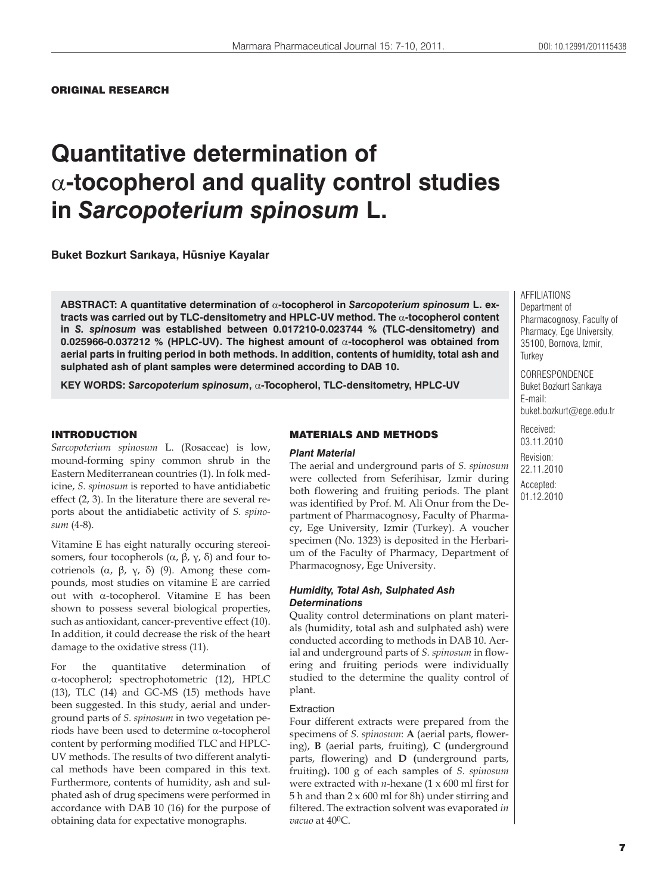**ORIGINAL RESEARCH**

# Quantitative determination of α-tocopherol and quality control studies in *Sarcopoterium spinosum* L.

**Buket Bozkurt Sarıkaya, Hüsniye Kayalar**

AFFILIATIONS
Department of Pharmacognosy, Faculty of Pharmacy, Ege University, 35100, Bornova, Izmir, Turkey

CORRESPONDENCE
Buket Bozkurt Sarıkaya
E-mail:
buket.bozkurt@ege.edu.tr

Received:
03.11.2010
Revision:
22.11.2010
Accepted:
01.12.2010

**ABSTRACT: A quantitative determination of α-tocopherol in *Sarcopoterium spinosum* L. extracts was carried out by TLC-densitometry and HPLC-UV method. The α-tocopherol content in *S. spinosum* was established between 0.017210-0.023744 % (TLC-densitometry) and 0.025966-0.037212 % (HPLC-UV). The highest amount of α-tocopherol was obtained from aerial parts in fruiting period in both methods. In addition, contents of humidity, total ash and sulphated ash of plant samples were determined according to DAB 10.**

**KEY WORDS: *Sarcopoterium spinosum*, α-Tocopherol, TLC-densitometry, HPLC-UV**

## INTRODUCTION

*Sarcopoterium spinosum* L. (Rosaceae) is low, mound-forming spiny common shrub in the Eastern Mediterranean countries (1). In folk medicine, *S. spinosum* is reported to have antidiabetic effect (2, 3). In the literature there are several reports about the antidiabetic activity of *S. spinosum* (4-8).

Vitamine E has eight naturally occuring stereoisomers, four tocopherols (α, β, γ, δ) and four tocotrienols (α, β, γ, δ) (9). Among these compounds, most studies on vitamine E are carried out with α-tocopherol. Vitamine E has been shown to possess several biological properties, such as antioxidant, cancer-preventive effect (10). In addition, it could decrease the risk of the heart damage to the oxidative stress (11).

For the quantitative determination of α-tocopherol; spectrophotometric (12), HPLC (13), TLC (14) and GC-MS (15) methods have been suggested. In this study, aerial and underground parts of *S. spinosum* in two vegetation periods have been used to determine α-tocopherol content by performing modified TLC and HPLC-UV methods. The results of two different analytical methods have been compared in this text. Furthermore, contents of humidity, ash and sulphated ash of drug specimens were performed in accordance with DAB 10 (16) for the purpose of obtaining data for expectative monographs.

## MATERIALS AND METHODS

### *Plant Material*

The aerial and underground parts of *S. spinosum* were collected from Seferihisar, Izmir during both flowering and fruiting periods. The plant was identified by Prof. M. Ali Onur from the Department of Pharmacognosy, Faculty of Pharmacy, Ege University, Izmir (Turkey). A voucher specimen (No. 1323) is deposited in the Herbarium of the Faculty of Pharmacy, Department of Pharmacognosy, Ege University.

### *Humidity, Total Ash, Sulphated Ash Determinations*

Quality control determinations on plant materials (humidity, total ash and sulphated ash) were conducted according to methods in DAB 10. Aerial and underground parts of *S. spinosum* in flowering and fruiting periods were individually studied to the determine the quality control of plant.

### Extraction

Four different extracts were prepared from the specimens of *S. spinosum*: **A** (aerial parts, flowering), **B** (aerial parts, fruiting), **C (**underground parts, flowering) and **D (**underground parts, fruiting**).** 100 g of each samples of *S. spinosum* were extracted with *n*-hexane (1 x 600 ml first for 5 h and than 2 x 600 ml for 8h) under stirring and filtered. The extraction solvent was evaporated *in vacuo* at 40$^0$C.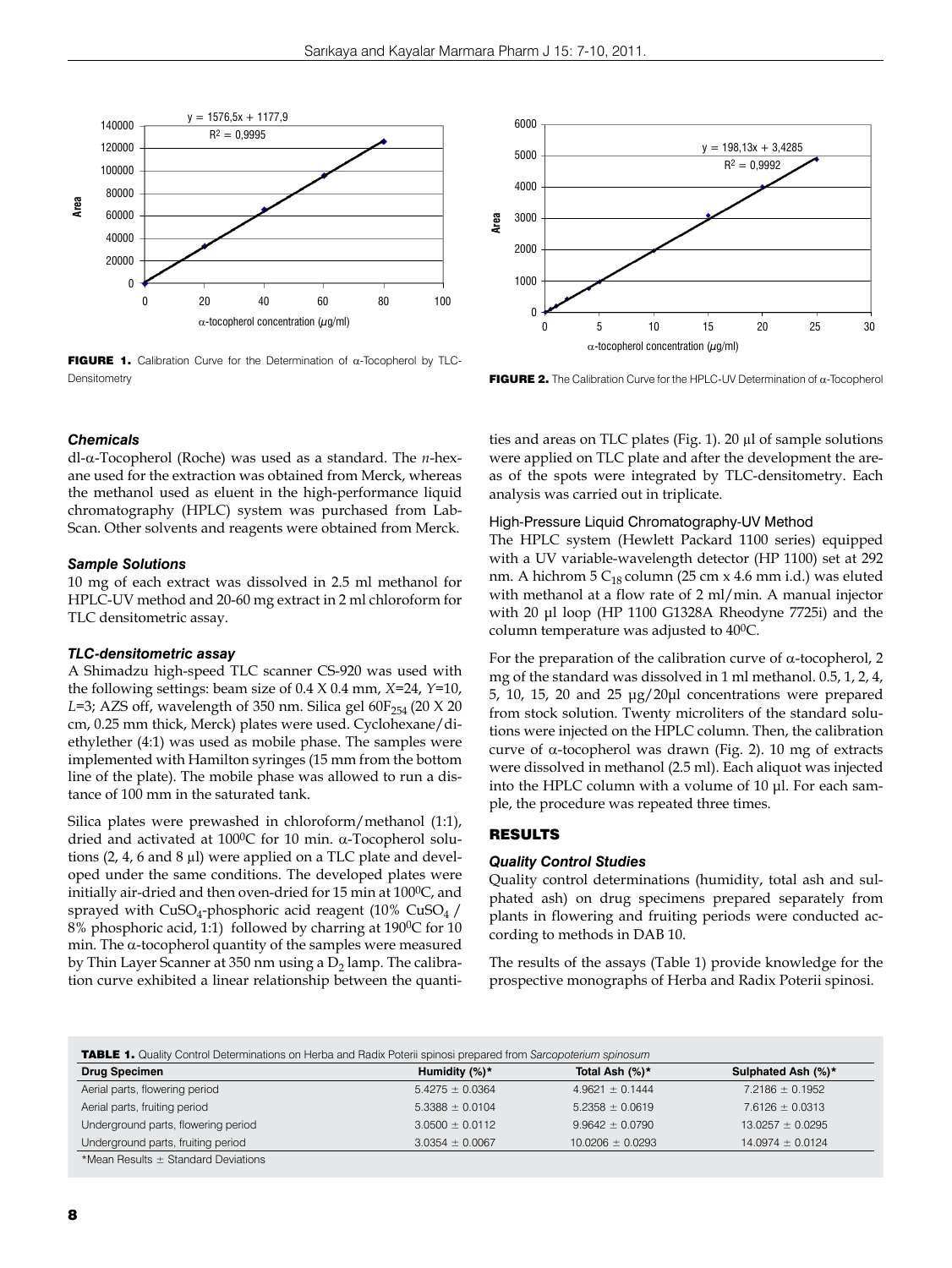FIGURE 1. Calibration Curve for the Determination of α-Tocopherol by TLC-Densitometry

FIGURE 2. The Calibration Curve for the HPLC-UV Determination of α-Tocopherol

### *Chemicals*

dl-α-Tocopherol (Roche) was used as a standard. The *n*-hexane used for the extraction was obtained from Merck, whereas the methanol used as eluent in the high-performance liquid chromatography (HPLC) system was purchased from Lab-Scan. Other solvents and reagents were obtained from Merck.

### *Sample Solutions*

10 mg of each extract was dissolved in 2.5 ml methanol for HPLC-UV method and 20-60 mg extract in 2 ml chloroform for TLC densitometric assay.

### *TLC-densitometric assay*

A Shimadzu high-speed TLC scanner CS-920 was used with the following settings: beam size of 0.4 X 0.4 mm, *X*=24, *Y*=10, *L*=3; AZS off, wavelength of 350 nm. Silica gel $60F_{254}$ (20 X 20 cm, 0.25 mm thick, Merck) plates were used. Cyclohexane/diethylether (4:1) was used as mobile phase. The samples were implemented with Hamilton syringes (15 mm from the bottom line of the plate). The mobile phase was allowed to run a distance of 100 mm in the saturated tank.

Silica plates were prewashed in chloroform/methanol (1:1), dried and activated at 100$^0$C for 10 min. α-Tocopherol solutions (2, 4, 6 and 8 µl) were applied on a TLC plate and developed under the same conditions. The developed plates were initially air-dried and then oven-dried for 15 min at 100$^0$C, and sprayed with $CuSO_4$-phosphoric acid reagent (10% $CuSO_4$ / 8% phosphoric acid, 1:1) followed by charring at 190$^0$C for 10 min. The α-tocopherol quantity of the samples were measured by Thin Layer Scanner at 350 nm using a $D_2$ lamp. The calibration curve exhibited a linear relationship between the quantities and areas on TLC plates (Fig. 1). 20 µl of sample solutions were applied on TLC plate and after the development the areas of the spots were integrated by TLC-densitometry. Each analysis was carried out in triplicate.

### High-Pressure Liquid Chromatography-UV Method

The HPLC system (Hewlett Packard 1100 series) equipped with a UV variable-wavelength detector (HP 1100) set at 292 nm. A hichrom 5 $C_{18}$ column (25 cm x 4.6 mm i.d.) was eluted with methanol at a flow rate of 2 ml/min. A manual injector with 20 µl loop (HP 1100 G1328A Rheodyne 7725i) and the column temperature was adjusted to 40$^0$C.

For the preparation of the calibration curve of α-tocopherol, 2 mg of the standard was dissolved in 1 ml methanol. 0.5, 1, 2, 4, 5, 10, 15, 20 and 25 µg/20µl concentrations were prepared from stock solution. Twenty microliters of the standard solutions were injected on the HPLC column. Then, the calibration curve of α-tocopherol was drawn (Fig. 2). 10 mg of extracts were dissolved in methanol (2.5 ml). Each aliquot was injected into the HPLC column with a volume of 10 µl. For each sample, the procedure was repeated three times.

## RESULTS

### *Quality Control Studies*

Quality control determinations (humidity, total ash and sulphated ash) on drug specimens prepared separately from plants in flowering and fruiting periods were conducted according to methods in DAB 10.

The results of the assays (Table 1) provide knowledge for the prospective monographs of Herba and Radix Poterii spinosi.

**TABLE 1.** Quality Control Determinations on Herba and Radix Poterii spinosi prepared from *Sarcopoterium spinosum*

| Drug Specimen | Humidity (%)* | Total Ash (%)* | Sulphated Ash (%)* |
|---|---|---|---|
| Aerial parts, flowering period | 5.4275 ± 0.0364 | 4.9621 ± 0.1444 | 7.2186 ± 0.1952 |
| Aerial parts, fruiting period | 5.3388 ± 0.0104 | 5.2358 ± 0.0619 | 7.6126 ± 0.0313 |
| Underground parts, flowering period | 3.0500 ± 0.0112 | 9.9642 ± 0.0790 | 13.0257 ± 0.0295 |
| Underground parts, fruiting period | 3.0354 ± 0.0067 | 10.0206 ± 0.0293 | 14.0974 ± 0.0124 |

*Mean Results ± Standard Deviations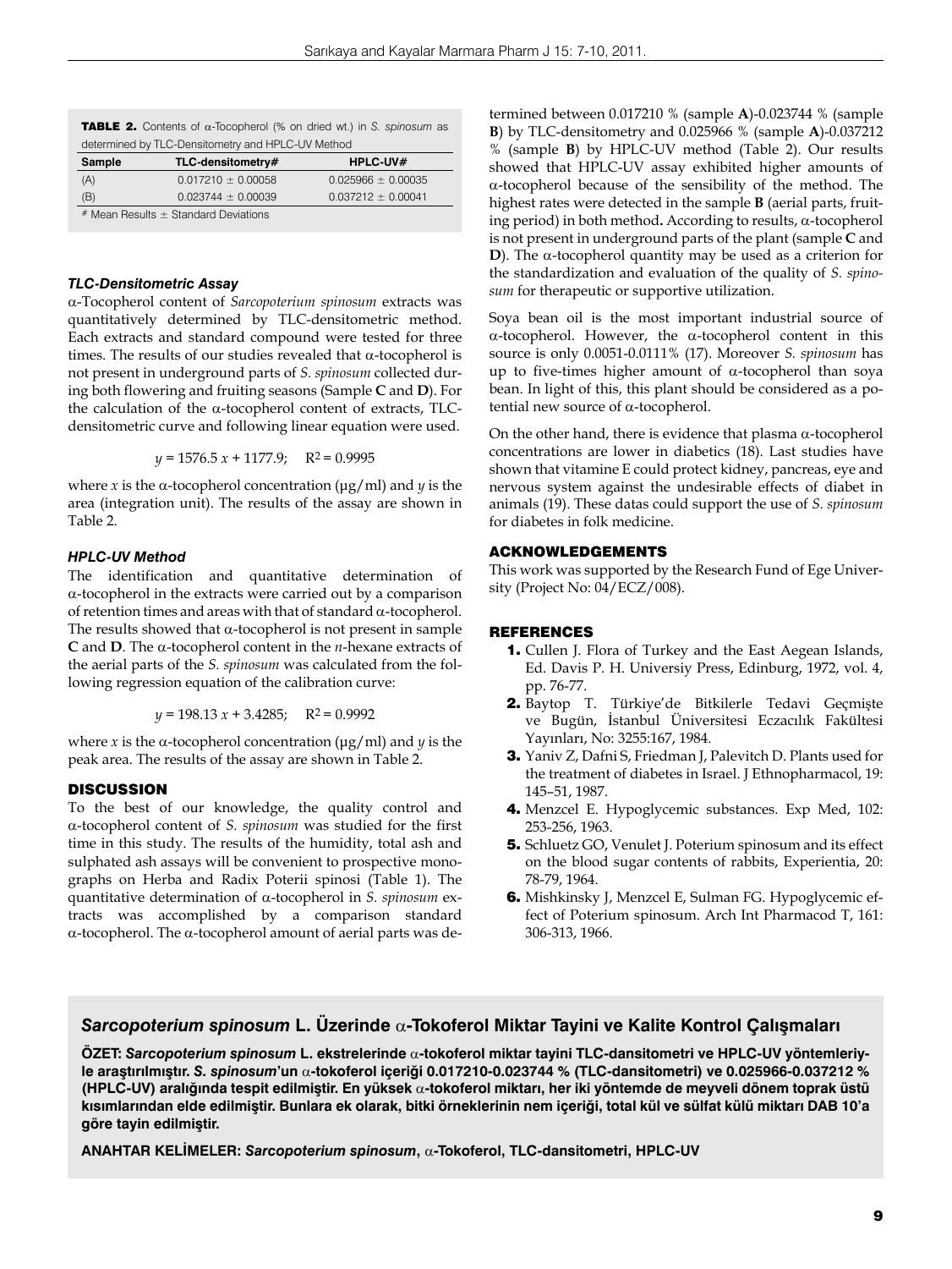**TABLE 2.** Contents of α-Tocopherol (% on dried wt.) in *S. spinosum* as determined by TLC-Densitometry and HPLC-UV Method

| Sample | TLC-densitometry# | HPLC-UV# |
|---|---|---|
| (A) | 0.017210 ± 0.00058 | 0.025966 ± 0.00035 |
| (B) | 0.023744 ± 0.00039 | 0.037212 ± 0.00041 |

# Mean Results ± Standard Deviations

### *TLC-Densitometric Assay*

α-Tocopherol content of *Sarcopoterium spinosum* extracts was quantitatively determined by TLC-densitometric method. Each extracts and standard compound were tested for three times. The results of our studies revealed that α-tocopherol is not present in underground parts of *S. spinosum* collected during both flowering and fruiting seasons (Sample **C** and **D**). For the calculation of the α-tocopherol content of extracts, TLC-densitometric curve and following linear equation were used.

$$y = 1576.5\,x + 1177.9; \quad R^2 = 0.9995$$

where $x$ is the α-tocopherol concentration (µg/ml) and $y$ is the area (integration unit). The results of the assay are shown in Table 2.

### *HPLC-UV Method*

The identification and quantitative determination of α-tocopherol in the extracts were carried out by a comparison of retention times and areas with that of standard α-tocopherol. The results showed that α-tocopherol is not present in sample **C** and **D**. The α-tocopherol content in the *n*-hexane extracts of the aerial parts of the *S. spinosum* was calculated from the following regression equation of the calibration curve:

$$y = 198.13\,x + 3.4285; \quad R^2 = 0.9992$$

where $x$ is the α-tocopherol concentration (µg/ml) and $y$ is the peak area. The results of the assay are shown in Table 2.

## DISCUSSION

To the best of our knowledge, the quality control and α-tocopherol content of *S. spinosum* was studied for the first time in this study. The results of the humidity, total ash and sulphated ash assays will be convenient to prospective monographs on Herba and Radix Poterii spinosi (Table 1). The quantitative determination of α-tocopherol in *S. spinosum* extracts was accomplished by a comparison standard α-tocopherol. The α-tocopherol amount of aerial parts was determined between 0.017210 % (sample **A**)-0.023744 % (sample **B**) by TLC-densitometry and 0.025966 % (sample **A**)-0.037212 % (sample **B**) by HPLC-UV method (Table 2). Our results showed that HPLC-UV assay exhibited higher amounts of α-tocopherol because of the sensibility of the method. The highest rates were detected in the sample **B** (aerial parts, fruiting period) in both method**.** According to results, α-tocopherol is not present in underground parts of the plant (sample **C** and **D**). The α-tocopherol quantity may be used as a criterion for the standardization and evaluation of the quality of *S. spinosum* for therapeutic or supportive utilization.

Soya bean oil is the most important industrial source of α-tocopherol. However, the α-tocopherol content in this source is only 0.0051-0.0111% (17). Moreover *S. spinosum* has up to five-times higher amount of α-tocopherol than soya bean. In light of this, this plant should be considered as a potential new source of α-tocopherol.

On the other hand, there is evidence that plasma α-tocopherol concentrations are lower in diabetics (18). Last studies have shown that vitamine E could protect kidney, pancreas, eye and nervous system against the undesirable effects of diabet in animals (19). These datas could support the use of *S. spinosum* for diabetes in folk medicine.

## ACKNOWLEDGEMENTS

This work was supported by the Research Fund of Ege University (Project No: 04/ECZ/008).

## REFERENCES

1. Cullen J. Flora of Turkey and the East Aegean Islands, Ed. Davis P. H. Universiy Press, Edinburg, 1972, vol. 4, pp. 76-77.
2. Baytop T. Türkiye'de Bitkilerle Tedavi Geçmişte ve Bugün, İstanbul Üniversitesi Eczacılık Fakültesi Yayınları, No: 3255:167, 1984.
3. Yaniv Z, Dafni S, Friedman J, Palevitch D. Plants used for the treatment of diabetes in Israel. J Ethnopharmacol, 19: 145–51, 1987.
4. Menzcel E. Hypoglycemic substances. Exp Med, 102: 253-256, 1963.
5. Schluetz GO, Venulet J. Poterium spinosum and its effect on the blood sugar contents of rabbits, Experientia, 20: 78-79, 1964.
6. Mishkinsky J, Menzcel E, Sulman FG. Hypoglycemic effect of Poterium spinosum. Arch Int Pharmacod T, 161: 306-313, 1966.

## *Sarcopoterium spinosum* L. Üzerinde α-Tokoferol Miktar Tayini ve Kalite Kontrol Çalışmaları

**ÖZET: *Sarcopoterium spinosum* L. ekstrelerinde α-tokoferol miktar tayini TLC-dansitometri ve HPLC-UV yöntemleriyle araştırılmıştır. *S. spinosum*'un α-tokoferol içeriği 0.017210-0.023744 % (TLC-dansitometri) ve 0.025966-0.037212 % (HPLC-UV) aralığında tespit edilmiştir. En yüksek α-tokoferol miktarı, her iki yöntemde de meyveli dönem toprak üstü kısımlarından elde edilmiştir. Bunlara ek olarak, bitki örneklerinin nem içeriği, total kül ve sülfat külü miktarı DAB 10'a göre tayin edilmiştir.**

**ANAHTAR KELİMELER: *Sarcopoterium spinosum*, α-Tokoferol, TLC-dansitometri, HPLC-UV**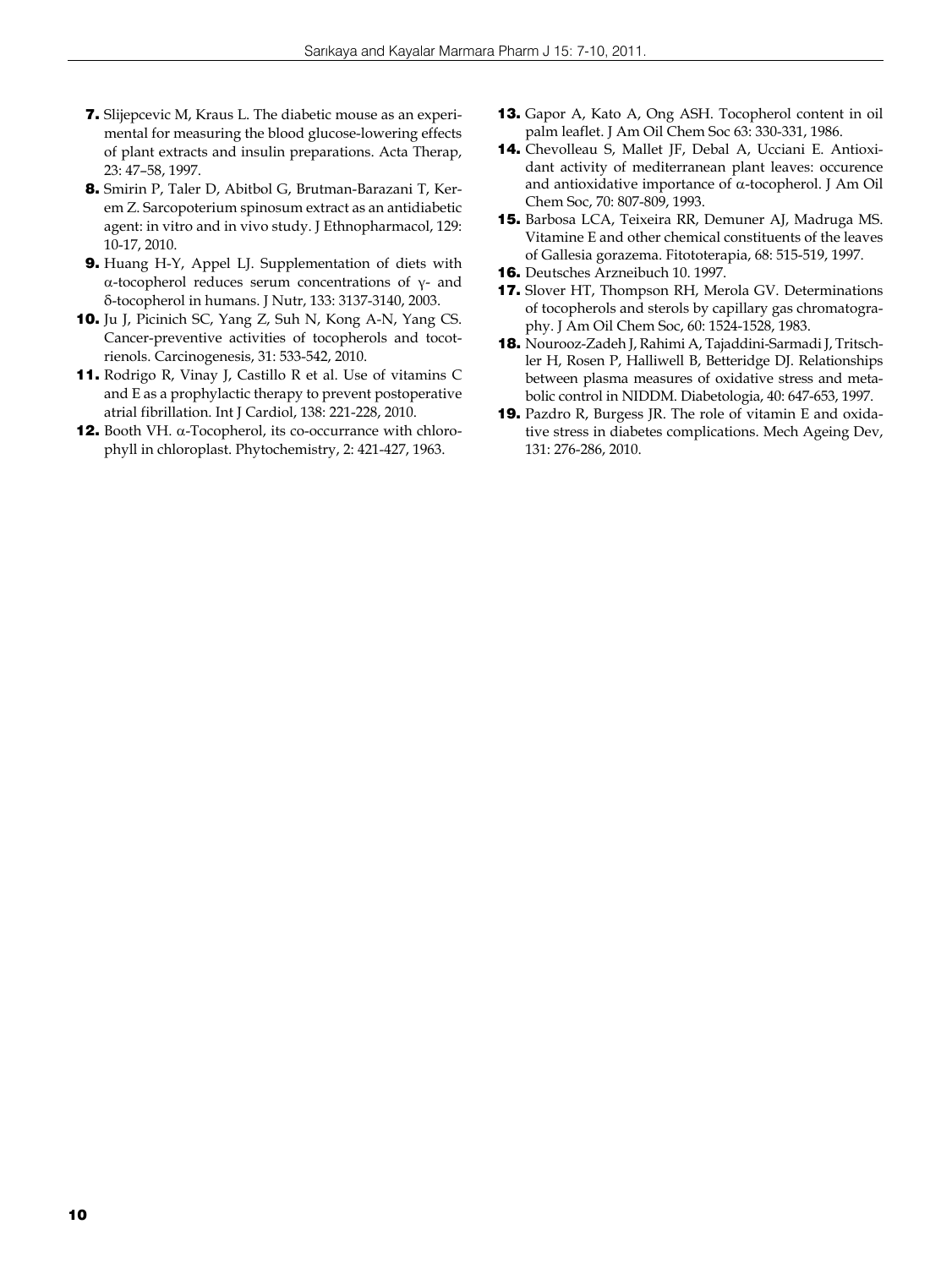7. Slijepcevic M, Kraus L. The diabetic mouse as an experimental for measuring the blood glucose-lowering effects of plant extracts and insulin preparations. Acta Therap, 23: 47–58, 1997.
8. Smirin P, Taler D, Abitbol G, Brutman-Barazani T, Kerem Z. Sarcopoterium spinosum extract as an antidiabetic agent: in vitro and in vivo study. J Ethnopharmacol, 129: 10-17, 2010.
9. Huang H-Y, Appel LJ. Supplementation of diets with α-tocopherol reduces serum concentrations of γ- and δ-tocopherol in humans. J Nutr, 133: 3137-3140, 2003.
10. Ju J, Picinich SC, Yang Z, Suh N, Kong A-N, Yang CS. Cancer-preventive activities of tocopherols and tocotrienols. Carcinogenesis, 31: 533-542, 2010.
11. Rodrigo R, Vinay J, Castillo R et al. Use of vitamins C and E as a prophylactic therapy to prevent postoperative atrial fibrillation. Int J Cardiol, 138: 221-228, 2010.
12. Booth VH. α-Tocopherol, its co-occurrance with chlorophyll in chloroplast. Phytochemistry, 2: 421-427, 1963.
13. Gapor A, Kato A, Ong ASH. Tocopherol content in oil palm leaflet. J Am Oil Chem Soc 63: 330-331, 1986.
14. Chevolleau S, Mallet JF, Debal A, Ucciani E. Antioxidant activity of mediterranean plant leaves: occurence and antioxidative importance of α-tocopherol. J Am Oil Chem Soc, 70: 807-809, 1993.
15. Barbosa LCA, Teixeira RR, Demuner AJ, Madruga MS. Vitamine E and other chemical constituents of the leaves of Gallesia gorazema. Fitototerapia, 68: 515-519, 1997.
16. Deutsches Arzneibuch 10. 1997.
17. Slover HT, Thompson RH, Merola GV. Determinations of tocopherols and sterols by capillary gas chromatography. J Am Oil Chem Soc, 60: 1524-1528, 1983.
18. Nourooz-Zadeh J, Rahimi A, Tajaddini-Sarmadi J, Tritschler H, Rosen P, Halliwell B, Betteridge DJ. Relationships between plasma measures of oxidative stress and metabolic control in NIDDM. Diabetologia, 40: 647-653, 1997.
19. Pazdro R, Burgess JR. The role of vitamin E and oxidative stress in diabetes complications. Mech Ageing Dev, 131: 276-286, 2010.